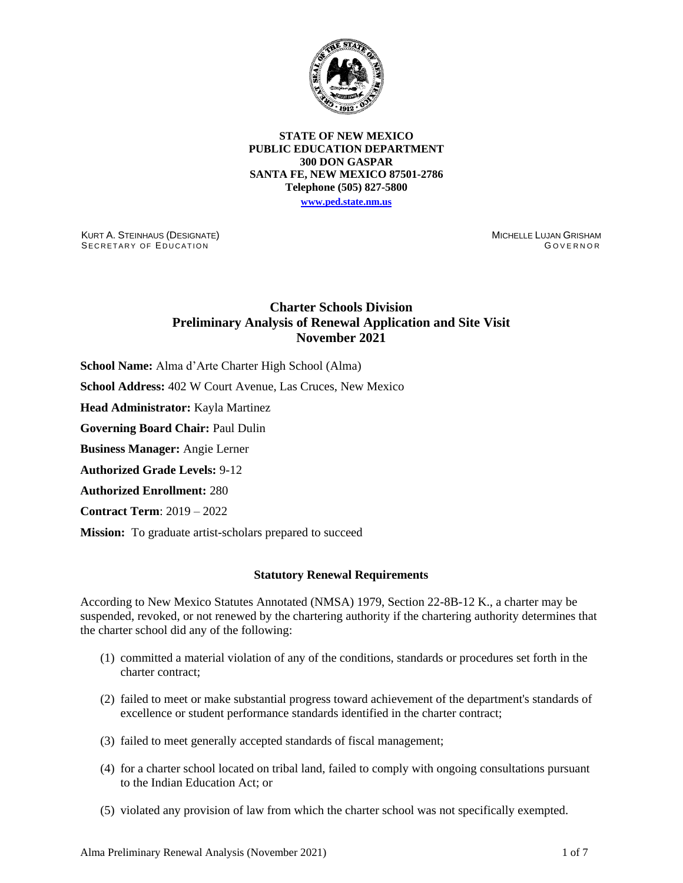**STATE OF NEW MEXICO**
**PUBLIC EDUCATION DEPARTMENT**
**300 DON GASPAR**
**SANTA FE, NEW MEXICO 87501-2786**
**Telephone (505) 827-5800**
**www.ped.state.nm.us**

KURT A. STEINHAUS (DESIGNATE)
SECRETARY OF EDUCATION

MICHELLE LUJAN GRISHAM
GOVERNOR

# Charter Schools Division
# Preliminary Analysis of Renewal Application and Site Visit
# November 2021

**School Name:** Alma d'Arte Charter High School (Alma)

**School Address:** 402 W Court Avenue, Las Cruces, New Mexico

**Head Administrator:** Kayla Martinez

**Governing Board Chair:** Paul Dulin

**Business Manager:** Angie Lerner

**Authorized Grade Levels:** 9-12

**Authorized Enrollment:** 280

**Contract Term**: 2019 – 2022

**Mission:** To graduate artist-scholars prepared to succeed

## Statutory Renewal Requirements

According to New Mexico Statutes Annotated (NMSA) 1979, Section 22-8B-12 K., a charter may be suspended, revoked, or not renewed by the chartering authority if the chartering authority determines that the charter school did any of the following:

(1) committed a material violation of any of the conditions, standards or procedures set forth in the charter contract;

(2) failed to meet or make substantial progress toward achievement of the department's standards of excellence or student performance standards identified in the charter contract;

(3) failed to meet generally accepted standards of fiscal management;

(4) for a charter school located on tribal land, failed to comply with ongoing consultations pursuant to the Indian Education Act; or

(5) violated any provision of law from which the charter school was not specifically exempted.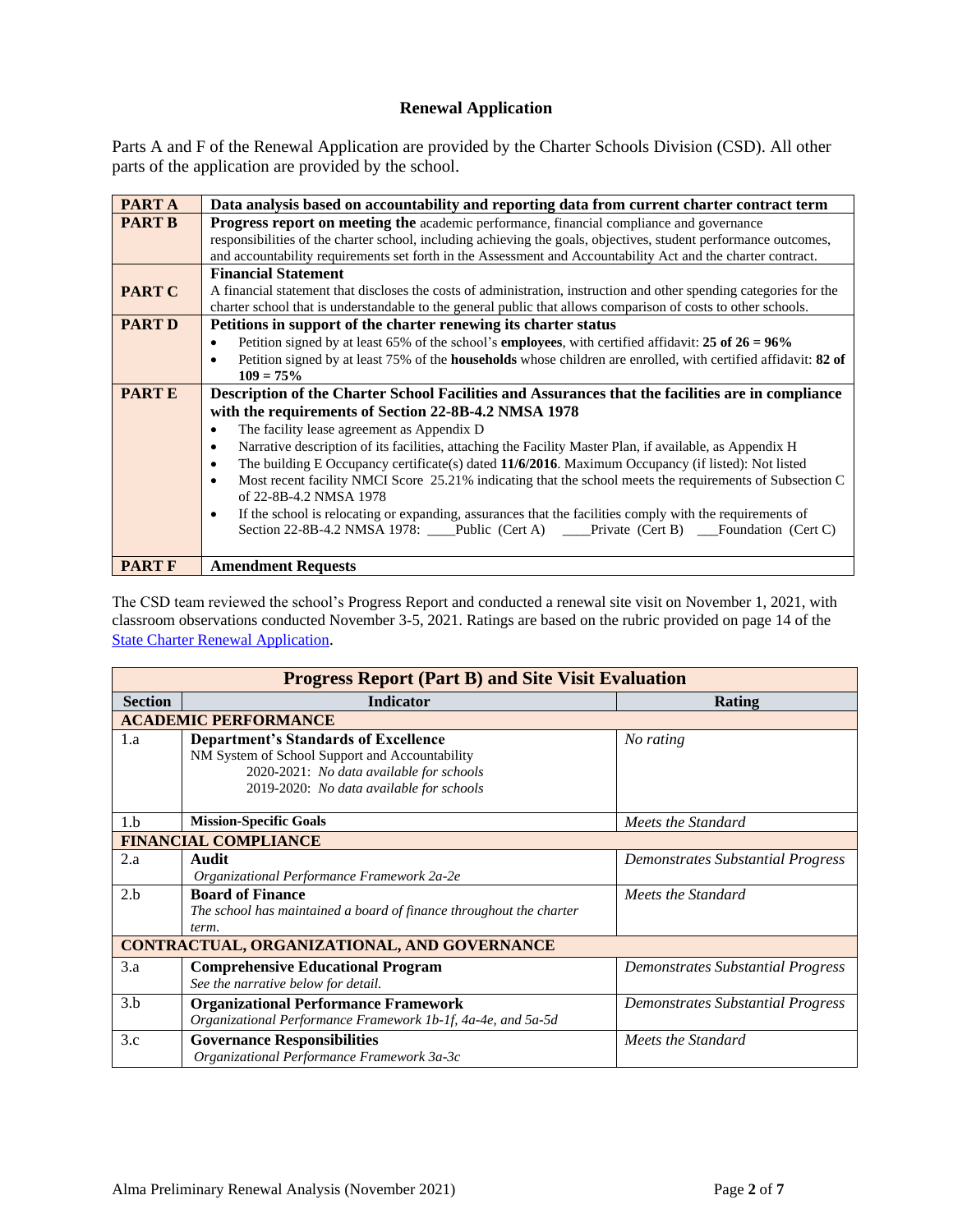## Renewal Application

Parts A and F of the Renewal Application are provided by the Charter Schools Division (CSD). All other parts of the application are provided by the school.

| | |
|---|---|
| **PART A** | **Data analysis based on accountability and reporting data from current charter contract term** |
| **PART B** | **Progress report on meeting the** academic performance, financial compliance and governance responsibilities of the charter school, including achieving the goals, objectives, student performance outcomes, and accountability requirements set forth in the Assessment and Accountability Act and the charter contract. |
| **PART C** | **Financial Statement**<br>A financial statement that discloses the costs of administration, instruction and other spending categories for the charter school that is understandable to the general public that allows comparison of costs to other schools. |
| **PART D** | **Petitions in support of the charter renewing its charter status**<br>• Petition signed by at least 65% of the school's **employees**, with certified affidavit: **25 of 26 = 96%**<br>• Petition signed by at least 75% of the **households** whose children are enrolled, with certified affidavit: **82 of 109 = 75%** |
| **PART E** | **Description of the Charter School Facilities and Assurances that the facilities are in compliance with the requirements of Section 22-8B-4.2 NMSA 1978**<br>• The facility lease agreement as Appendix D<br>• Narrative description of its facilities, attaching the Facility Master Plan, if available, as Appendix H<br>• The building E Occupancy certificate(s) dated **11/6/2016**. Maximum Occupancy (if listed): Not listed<br>• Most recent facility NMCI Score 25.21% indicating that the school meets the requirements of Subsection C of 22-8B-4.2 NMSA 1978<br>• If the school is relocating or expanding, assurances that the facilities comply with the requirements of Section 22-8B-4.2 NMSA 1978: ____Public (Cert A) ____Private (Cert B) ___Foundation (Cert C) |
| **PART F** | **Amendment Requests** |

The CSD team reviewed the school's Progress Report and conducted a renewal site visit on November 1, 2021, with classroom observations conducted November 3-5, 2021. Ratings are based on the rubric provided on page 14 of the State Charter Renewal Application.

| **Progress Report (Part B) and Site Visit Evaluation** | | |
|---|---|---|
| **Section** | **Indicator** | **Rating** |
| **ACADEMIC PERFORMANCE** | | |
| 1.a | **Department's Standards of Excellence**<br>NM System of School Support and Accountability<br>2020-2021: *No data available for schools*<br>2019-2020: *No data available for schools* | *No rating* |
| 1.b | **Mission-Specific Goals** | *Meets the Standard* |
| **FINANCIAL COMPLIANCE** | | |
| 2.a | **Audit**<br>*Organizational Performance Framework 2a-2e* | *Demonstrates Substantial Progress* |
| 2.b | **Board of Finance**<br>*The school has maintained a board of finance throughout the charter term.* | *Meets the Standard* |
| **CONTRACTUAL, ORGANIZATIONAL, AND GOVERNANCE** | | |
| 3.a | **Comprehensive Educational Program**<br>*See the narrative below for detail.* | *Demonstrates Substantial Progress* |
| 3.b | **Organizational Performance Framework**<br>*Organizational Performance Framework 1b-1f, 4a-4e, and 5a-5d* | *Demonstrates Substantial Progress* |
| 3.c | **Governance Responsibilities**<br>*Organizational Performance Framework 3a-3c* | *Meets the Standard* |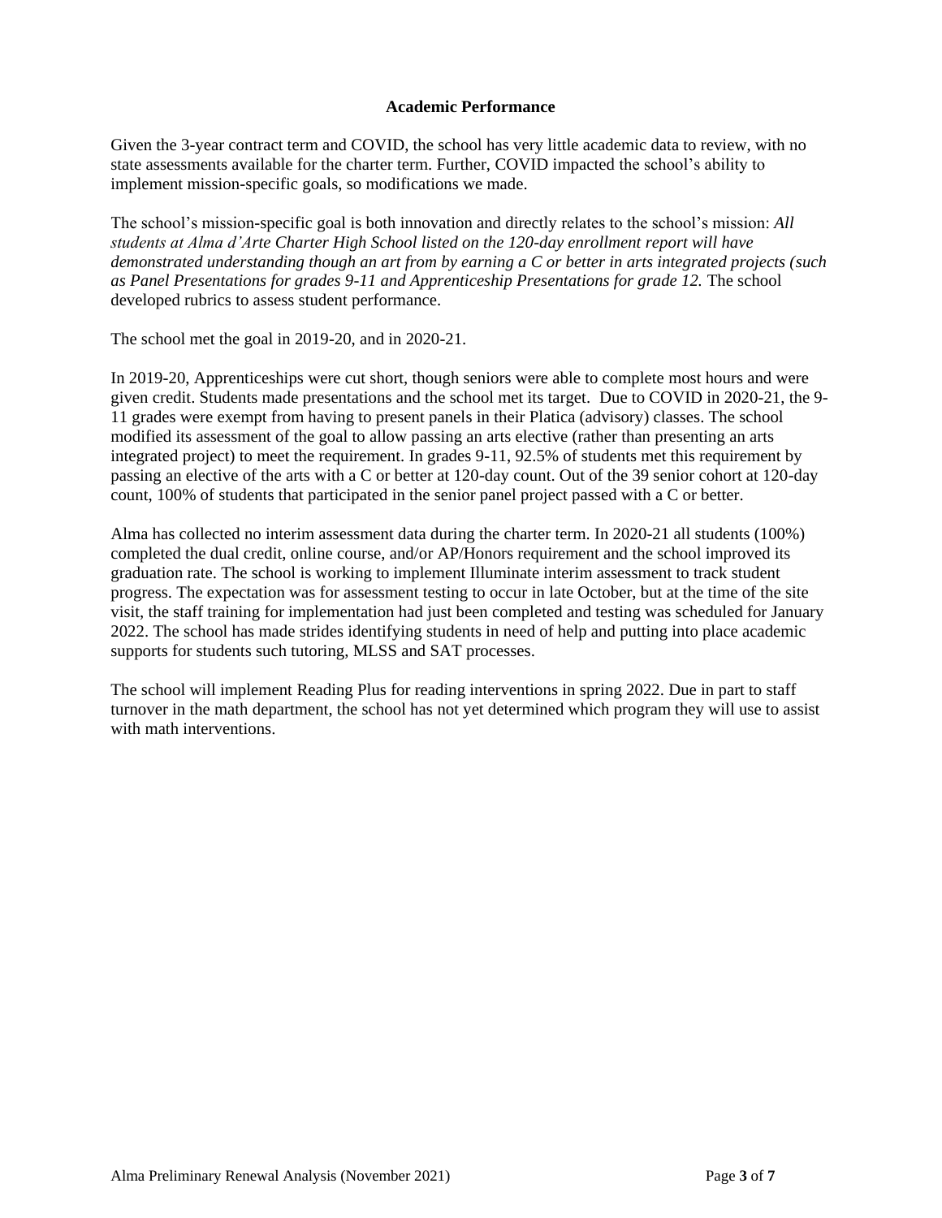**Academic Performance**

Given the 3-year contract term and COVID, the school has very little academic data to review, with no state assessments available for the charter term. Further, COVID impacted the school's ability to implement mission-specific goals, so modifications we made.

The school's mission-specific goal is both innovation and directly relates to the school's mission: *All students at Alma d'Arte Charter High School listed on the 120-day enrollment report will have demonstrated understanding though an art from by earning a C or better in arts integrated projects (such as Panel Presentations for grades 9-11 and Apprenticeship Presentations for grade 12.* The school developed rubrics to assess student performance.

The school met the goal in 2019-20, and in 2020-21.

In 2019-20, Apprenticeships were cut short, though seniors were able to complete most hours and were given credit. Students made presentations and the school met its target. Due to COVID in 2020-21, the 9-11 grades were exempt from having to present panels in their Platica (advisory) classes. The school modified its assessment of the goal to allow passing an arts elective (rather than presenting an arts integrated project) to meet the requirement. In grades 9-11, 92.5% of students met this requirement by passing an elective of the arts with a C or better at 120-day count. Out of the 39 senior cohort at 120-day count, 100% of students that participated in the senior panel project passed with a C or better.

Alma has collected no interim assessment data during the charter term. In 2020-21 all students (100%) completed the dual credit, online course, and/or AP/Honors requirement and the school improved its graduation rate. The school is working to implement Illuminate interim assessment to track student progress. The expectation was for assessment testing to occur in late October, but at the time of the site visit, the staff training for implementation had just been completed and testing was scheduled for January 2022. The school has made strides identifying students in need of help and putting into place academic supports for students such tutoring, MLSS and SAT processes.

The school will implement Reading Plus for reading interventions in spring 2022. Due in part to staff turnover in the math department, the school has not yet determined which program they will use to assist with math interventions.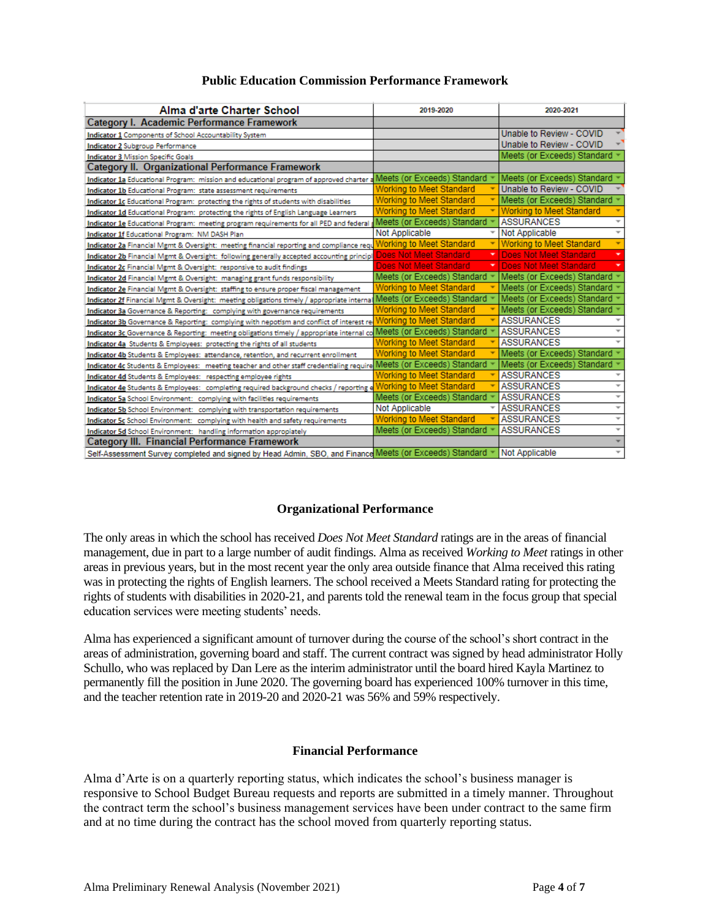## Public Education Commission Performance Framework

| Alma d'arte Charter School | 2019-2020 | 2020-2021 |
|---|---|---|
| **Category I. Academic Performance Framework** | | |
| Indicator 1 Components of School Accountability System | | Unable to Review - COVID |
| Indicator 2 Subgroup Performance | | Unable to Review - COVID |
| Indicator 3 Mission Specific Goals | | Meets (or Exceeds) Standard |
| **Category II. Organizational Performance Framework** | | |
| Indicator 1a Educational Program: mission and educational program of approved charter a | Meets (or Exceeds) Standard | Meets (or Exceeds) Standard |
| Indicator 1b Educational Program: state assessment requirements | Working to Meet Standard | Unable to Review - COVID |
| Indicator 1c Educational Program: protecting the rights of students with disabilities | Working to Meet Standard | Meets (or Exceeds) Standard |
| Indicator 1d Educational Program: protecting the rights of English Language Learners | Working to Meet Standard | Working to Meet Standard |
| Indicator 1e Educational Program: meeting program requirements for all PED and federal | Meets (or Exceeds) Standard | ASSURANCES |
| Indicator 1f Educational Program: NM DASH Plan | Not Applicable | Not Applicable |
| Indicator 2a Financial Mgmt & Oversight: meeting financial reporting and compliance requ | Working to Meet Standard | Working to Meet Standard |
| Indicator 2b Financial Mgmt & Oversight: following generally accepted accounting principl | Does Not Meet Standard | Does Not Meet Standard |
| Indicator 2c Financial Mgmt & Oversight: responsive to audit findings | Does Not Meet Standard | Does Not Meet Standard |
| Indicator 2d Financial Mgmt & Oversight: managing grant funds responsibility | Meets (or Exceeds) Standard | Meets (or Exceeds) Standard |
| Indicator 2e Financial Mgmt & Oversight: staffing to ensure proper fiscal management | Working to Meet Standard | Meets (or Exceeds) Standard |
| Indicator 2f Financial Mgmt & Oversight: meeting obligations timely / appropriate interna | Meets (or Exceeds) Standard | Meets (or Exceeds) Standard |
| Indicator 3a Governance & Reporting: complying with governance requirements | Working to Meet Standard | Meets (or Exceeds) Standard |
| Indicator 3b Governance & Reporting: complying with nepotism and conflict of interest re | Working to Meet Standard | ASSURANCES |
| Indicator 3c Governance & Reporting: meeting obligations timely / appropriate internal co | Meets (or Exceeds) Standard | ASSURANCES |
| Indicator 4a Students & Employees: protecting the rights of all students | Working to Meet Standard | ASSURANCES |
| Indicator 4b Students & Employees: attendance, retention, and recurrent enrollment | Working to Meet Standard | Meets (or Exceeds) Standard |
| Indicator 4c Students & Employees: meeting teacher and other staff credentialing require | Meets (or Exceeds) Standard | Meets (or Exceeds) Standard |
| Indicator 4d Students & Employees: respecting employee rights | Working to Meet Standard | ASSURANCES |
| Indicator 4e Students & Employees: completing required background checks / reporting e | Working to Meet Standard | ASSURANCES |
| Indicator 5a School Environment: complying with facilities requirements | Meets (or Exceeds) Standard | ASSURANCES |
| Indicator 5b School Environment: complying with transportation requirements | Not Applicable | ASSURANCES |
| Indicator 5c School Environment: complying with health and safety requirements | Working to Meet Standard | ASSURANCES |
| Indicator 5d School Environment: handling information appropiately | Meets (or Exceeds) Standard | ASSURANCES |
| **Category III. Financial Performance Framework** | | |
| Self-Assessment Survey completed and signed by Head Admin, SBO, and Finance | Meets (or Exceeds) Standard | Not Applicable |

### Organizational Performance

The only areas in which the school has received *Does Not Meet Standard* ratings are in the areas of financial management, due in part to a large number of audit findings. Alma as received *Working to Meet* ratings in other areas in previous years, but in the most recent year the only area outside finance that Alma received this rating was in protecting the rights of English learners. The school received a Meets Standard rating for protecting the rights of students with disabilities in 2020-21, and parents told the renewal team in the focus group that special education services were meeting students' needs.

Alma has experienced a significant amount of turnover during the course of the school's short contract in the areas of administration, governing board and staff. The current contract was signed by head administrator Holly Schullo, who was replaced by Dan Lere as the interim administrator until the board hired Kayla Martinez to permanently fill the position in June 2020. The governing board has experienced 100% turnover in this time, and the teacher retention rate in 2019-20 and 2020-21 was 56% and 59% respectively.

### Financial Performance

Alma d'Arte is on a quarterly reporting status, which indicates the school's business manager is responsive to School Budget Bureau requests and reports are submitted in a timely manner. Throughout the contract term the school's business management services have been under contract to the same firm and at no time during the contract has the school moved from quarterly reporting status.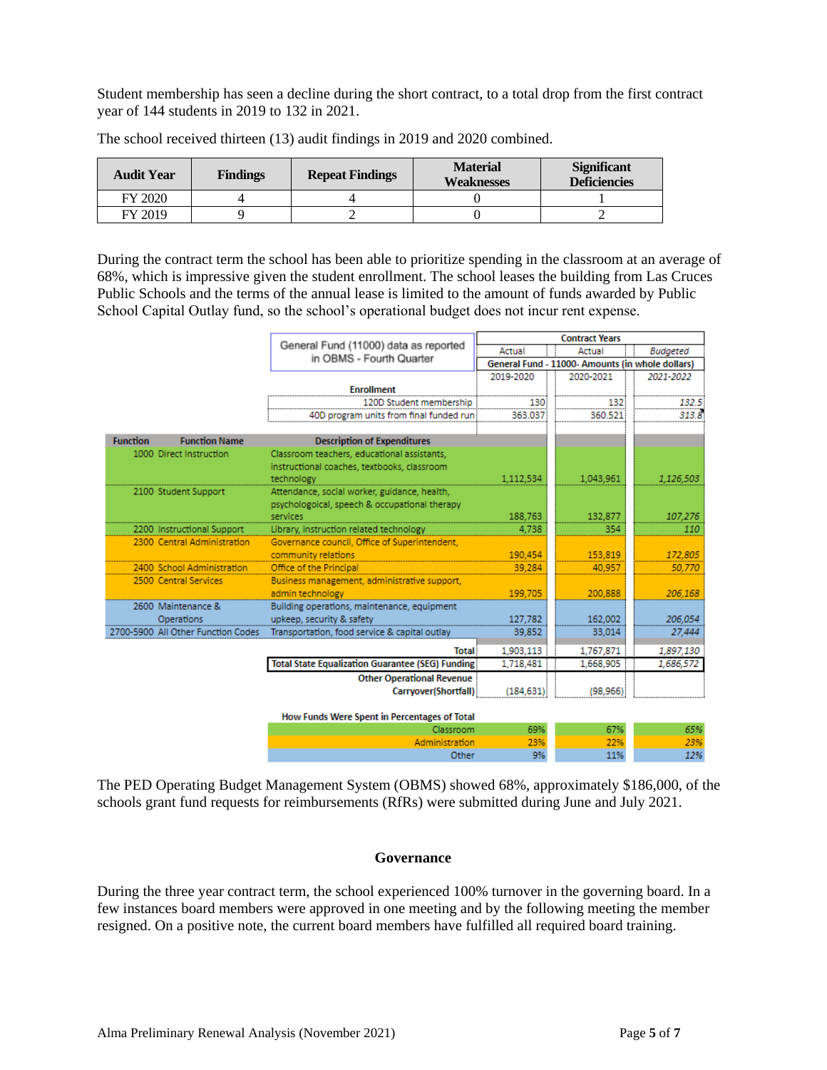Student membership has seen a decline during the short contract, to a total drop from the first contract year of 144 students in 2019 to 132 in 2021.

The school received thirteen (13) audit findings in 2019 and 2020 combined.

| Audit Year | Findings | Repeat Findings | Material Weaknesses | Significant Deficiencies |
|---|---|---|---|---|
| FY 2020 | 4 | 4 | 0 | 1 |
| FY 2019 | 9 | 2 | 0 | 2 |

During the contract term the school has been able to prioritize spending in the classroom at an average of 68%, which is impressive given the student enrollment. The school leases the building from Las Cruces Public Schools and the terms of the annual lease is limited to the amount of funds awarded by Public School Capital Outlay fund, so the school's operational budget does not incur rent expense.

| General Fund (11000) data as reported in OBMS - Fourth Quarter | | | Contract Years | | |
|---|---|---|---|---|---|
| | | | Actual | Actual | Budgeted |
| | | | General Fund - 11000- Amounts (in whole dollars) | | |
| | | | 2019-2020 | 2020-2021 | 2021-2022 |
| | | **Enrollment** | | | |
| | | 120D Student membership | 130 | 132 | 132.5 |
| | | 40D program units from final funded run | 363.037 | 360.521 | 313.8 |
| **Function** | **Function Name** | **Description of Expenditures** | | | |
| 1000 | Direct Instruction | Classroom teachers, educational assistants, instructional coaches, textbooks, classroom technology | 1,112,534 | 1,043,961 | 1,126,503 |
| 2100 | Student Support | Attendance, social worker, guidance, health, psychologoical, speech & occupational therapy services | 188,763 | 132,877 | 107,276 |
| 2200 | Instructional Support | Library, instruction related technology | 4,738 | 354 | 110 |
| 2300 | Central Administration | Governance council, Office of Superintendent, community relations | 190,454 | 153,819 | 172,805 |
| 2400 | School Administration | Office of the Principal | 39,284 | 40,957 | 50,770 |
| 2500 | Central Services | Business management, administrative support, admin technology | 199,705 | 200,888 | 206,168 |
| 2600 | Maintenance & Operations | Building operations, maintenance, equipment upkeep, security & safety | 127,782 | 162,002 | 206,054 |
| 2700-5900 | All Other Function Codes | Transportation, food service & capital outlay | 39,852 | 33,014 | 27,444 |
| | | **Total** | 1,903,113 | 1,767,871 | 1,897,130 |
| | | **Total State Equalization Guarantee (SEG) Funding** | 1,718,481 | 1,668,905 | 1,686,572 |
| | | **Other Operational Revenue** | | | |
| | | **Carryover(Shortfall)** | (184,631) | (98,966) | |
| | | **How Funds Were Spent in Percentages of Total** | | | |
| | | Classroom | 69% | 67% | 65% |
| | | Administration | 23% | 22% | 23% |
| | | Other | 9% | 11% | 12% |

The PED Operating Budget Management System (OBMS) showed 68%, approximately $186,000, of the schools grant fund requests for reimbursements (RfRs) were submitted during June and July 2021.

## Governance

During the three year contract term, the school experienced 100% turnover in the governing board. In a few instances board members were approved in one meeting and by the following meeting the member resigned. On a positive note, the current board members have fulfilled all required board training.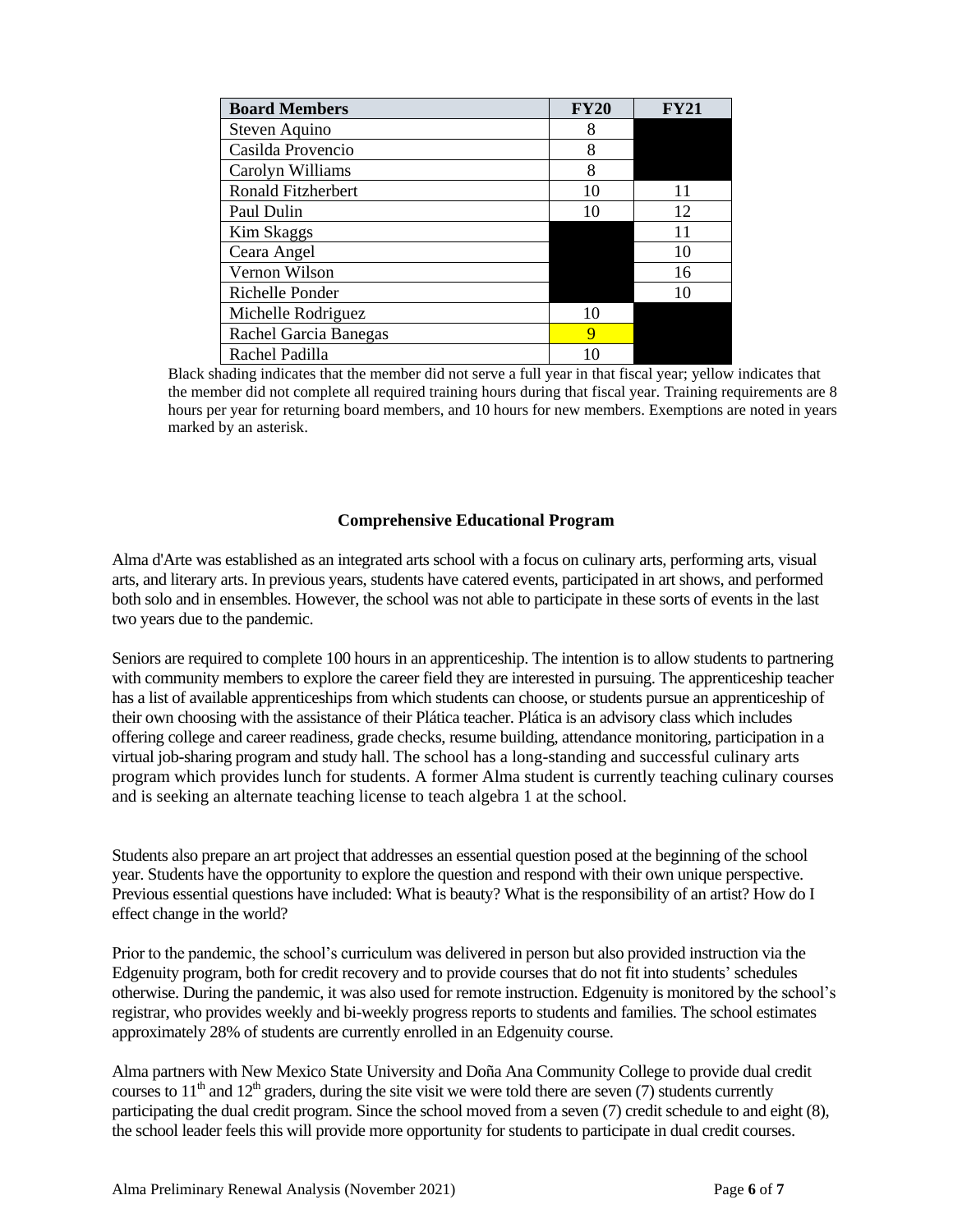| Board Members | FY20 | FY21 |
| --- | --- | --- |
| Steven Aquino | 8 | |
| Casilda Provencio | 8 | |
| Carolyn Williams | 8 | |
| Ronald Fitzherbert | 10 | 11 |
| Paul Dulin | 10 | 12 |
| Kim Skaggs | | 11 |
| Ceara Angel | | 10 |
| Vernon Wilson | | 16 |
| Richelle Ponder | | 10 |
| Michelle Rodriguez | 10 | |
| Rachel Garcia Banegas | 9 | |
| Rachel Padilla | 10 | |

Black shading indicates that the member did not serve a full year in that fiscal year; yellow indicates that the member did not complete all required training hours during that fiscal year. Training requirements are 8 hours per year for returning board members, and 10 hours for new members. Exemptions are noted in years marked by an asterisk.

## Comprehensive Educational Program

Alma d'Arte was established as an integrated arts school with a focus on culinary arts, performing arts, visual arts, and literary arts. In previous years, students have catered events, participated in art shows, and performed both solo and in ensembles. However, the school was not able to participate in these sorts of events in the last two years due to the pandemic.

Seniors are required to complete 100 hours in an apprenticeship. The intention is to allow students to partnering with community members to explore the career field they are interested in pursuing. The apprenticeship teacher has a list of available apprenticeships from which students can choose, or students pursue an apprenticeship of their own choosing with the assistance of their Plática teacher. Plática is an advisory class which includes offering college and career readiness, grade checks, resume building, attendance monitoring, participation in a virtual job-sharing program and study hall. The school has a long-standing and successful culinary arts program which provides lunch for students. A former Alma student is currently teaching culinary courses and is seeking an alternate teaching license to teach algebra 1 at the school.

Students also prepare an art project that addresses an essential question posed at the beginning of the school year. Students have the opportunity to explore the question and respond with their own unique perspective. Previous essential questions have included: What is beauty? What is the responsibility of an artist? How do I effect change in the world?

Prior to the pandemic, the school's curriculum was delivered in person but also provided instruction via the Edgenuity program, both for credit recovery and to provide courses that do not fit into students' schedules otherwise. During the pandemic, it was also used for remote instruction. Edgenuity is monitored by the school's registrar, who provides weekly and bi-weekly progress reports to students and families. The school estimates approximately 28% of students are currently enrolled in an Edgenuity course.

Alma partners with New Mexico State University and Doña Ana Community College to provide dual credit courses to 11th and 12th graders, during the site visit we were told there are seven (7) students currently participating the dual credit program. Since the school moved from a seven (7) credit schedule to and eight (8), the school leader feels this will provide more opportunity for students to participate in dual credit courses.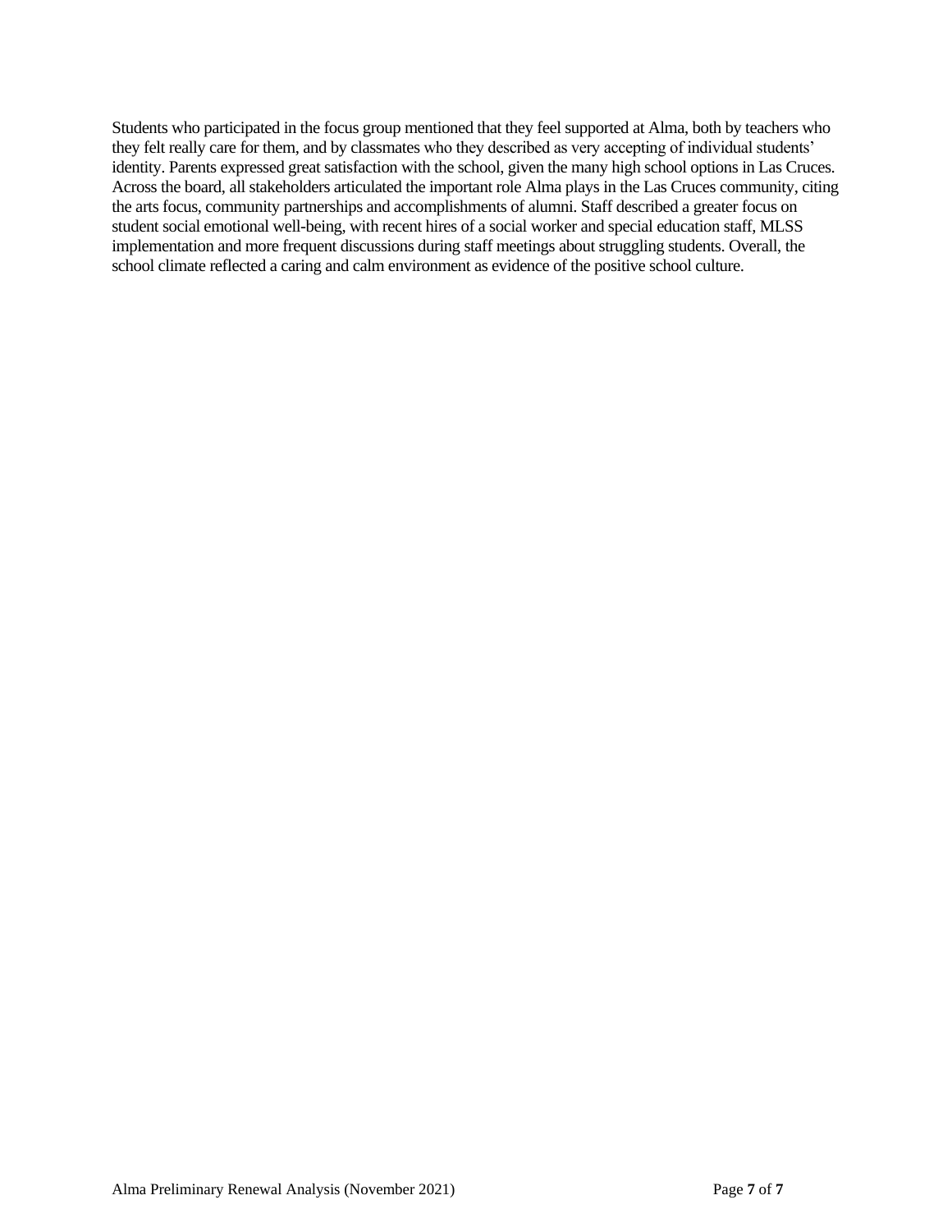Students who participated in the focus group mentioned that they feel supported at Alma, both by teachers who they felt really care for them, and by classmates who they described as very accepting of individual students' identity. Parents expressed great satisfaction with the school, given the many high school options in Las Cruces. Across the board, all stakeholders articulated the important role Alma plays in the Las Cruces community, citing the arts focus, community partnerships and accomplishments of alumni. Staff described a greater focus on student social emotional well-being, with recent hires of a social worker and special education staff, MLSS implementation and more frequent discussions during staff meetings about struggling students. Overall, the school climate reflected a caring and calm environment as evidence of the positive school culture.